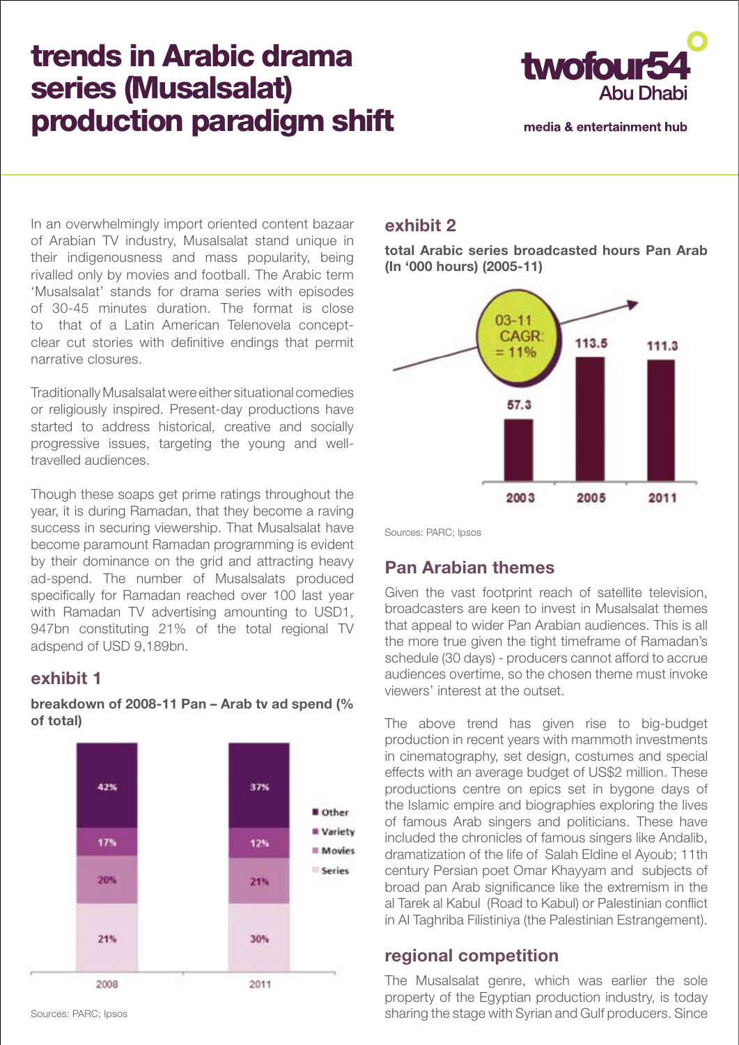# trends in Arabic drama series (Musalsalat) production paradigm shift

In an overwhelmingly import oriented content bazaar of Arabian TV industry, Musalsalat stand unique in their indigenousness and mass popularity, being rivalled only by movies and football. The Arabic term 'Musalsalat' stands for drama series with episodes of 30-45 minutes duration. The format is close to that of a Latin American Telenovela concept-clear cut stories with definitive endings that permit narrative closures.

Traditionally Musalsalat were either situational comedies or religiously inspired. Present-day productions have started to address historical, creative and socially progressive issues, targeting the young and well-travelled audiences.

Though these soaps get prime ratings throughout the year, it is during Ramadan, that they become a raving success in securing viewership. That Musalsalat have become paramount Ramadan programming is evident by their dominance on the grid and attracting heavy ad-spend. The number of Musalsalats produced specifically for Ramadan reached over 100 last year with Ramadan TV advertising amounting to USD1, 947bn constituting 21% of the total regional TV adspend of USD 9,189bn.

## exhibit 1

**breakdown of 2008-11 Pan – Arab tv ad spend (% of total)**

| | 2008 | 2011 |
|---|---|---|
| Other | 42% | 37% |
| Variety | 17% | 12% |
| Movies | 20% | 21% |
| Series | 21% | 30% |

Sources: PARC; Ipsos

## exhibit 2

**total Arabic series broadcasted hours Pan Arab (In '000 hours) (2005-11)**

| 2003 | 2005 | 2011 |
|---|---|---|
| 57.3 | 113.5 | 111.3 |

03-11 CAGR: = 11%

Sources: PARC; Ipsos

## Pan Arabian themes

Given the vast footprint reach of satellite television, broadcasters are keen to invest in Musalsalat themes that appeal to wider Pan Arabian audiences. This is all the more true given the tight timeframe of Ramadan's schedule (30 days) - producers cannot afford to accrue audiences overtime, so the chosen theme must invoke viewers' interest at the outset.

The above trend has given rise to big-budget production in recent years with mammoth investments in cinematography, set design, costumes and special effects with an average budget of US$2 million. These productions centre on epics set in bygone days of the Islamic empire and biographies exploring the lives of famous Arab singers and politicians. These have included the chronicles of famous singers like Andalib, dramatization of the life of Salah Eldine el Ayoub; 11th century Persian poet Omar Khayyam and subjects of broad pan Arab significance like the extremism in the al Tarek al Kabul (Road to Kabul) or Palestinian conflict in Al Taghriba Filistiniya (the Palestinian Estrangement).

## regional competition

The Musalsalat genre, which was earlier the sole property of the Egyptian production industry, is today sharing the stage with Syrian and Gulf producers. Since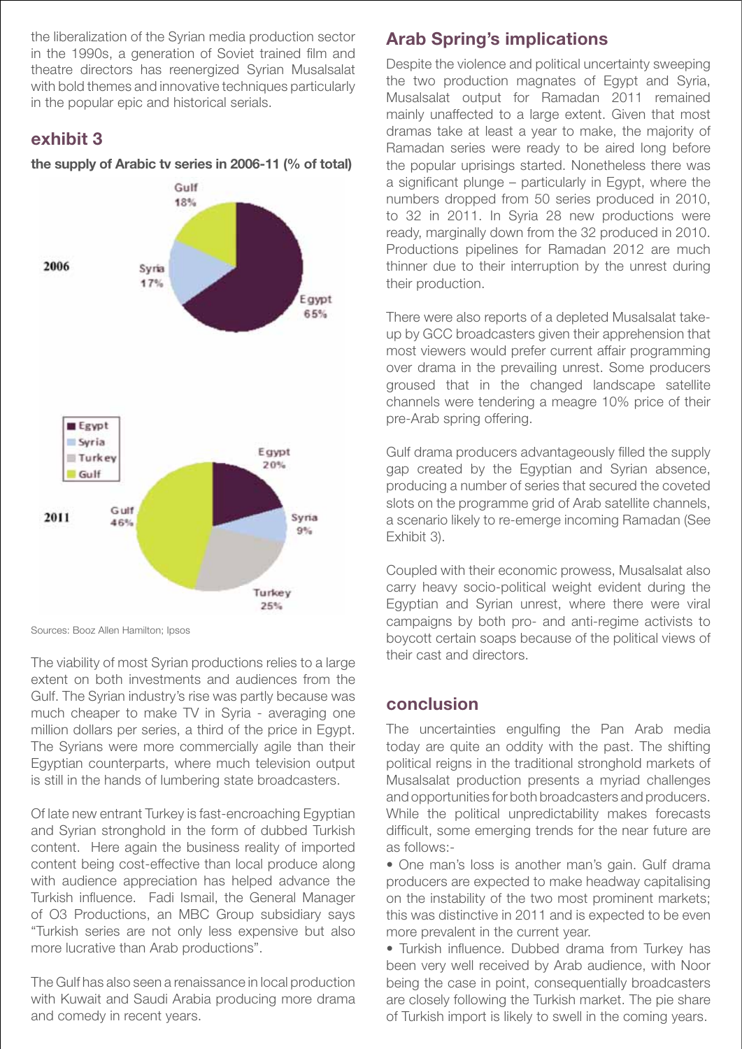the liberalization of the Syrian media production sector in the 1990s, a generation of Soviet trained film and theatre directors has reenergized Syrian Musalsalat with bold themes and innovative techniques particularly in the popular epic and historical serials.

## exhibit 3

**the supply of Arabic tv series in 2006-11 (% of total)**

2006

Gulf 18%

Syria 17%

Egypt 65%

Egypt
Syria
Turkey
Gulf

2011

Egypt 20%

Gulf 46%

Syria 9%

Turkey 25%

Sources: Booz Allen Hamilton; Ipsos

The viability of most Syrian productions relies to a large extent on both investments and audiences from the Gulf. The Syrian industry's rise was partly because was much cheaper to make TV in Syria - averaging one million dollars per series, a third of the price in Egypt. The Syrians were more commercially agile than their Egyptian counterparts, where much television output is still in the hands of lumbering state broadcasters.

Of late new entrant Turkey is fast-encroaching Egyptian and Syrian stronghold in the form of dubbed Turkish content. Here again the business reality of imported content being cost-effective than local produce along with audience appreciation has helped advance the Turkish influence. Fadi Ismail, the General Manager of O3 Productions, an MBC Group subsidiary says "Turkish series are not only less expensive but also more lucrative than Arab productions".

The Gulf has also seen a renaissance in local production with Kuwait and Saudi Arabia producing more drama and comedy in recent years.

## Arab Spring's implications

Despite the violence and political uncertainty sweeping the two production magnates of Egypt and Syria, Musalsalat output for Ramadan 2011 remained mainly unaffected to a large extent. Given that most dramas take at least a year to make, the majority of Ramadan series were ready to be aired long before the popular uprisings started. Nonetheless there was a significant plunge – particularly in Egypt, where the numbers dropped from 50 series produced in 2010, to 32 in 2011. In Syria 28 new productions were ready, marginally down from the 32 produced in 2010. Productions pipelines for Ramadan 2012 are much thinner due to their interruption by the unrest during their production.

There were also reports of a depleted Musalsalat take-up by GCC broadcasters given their apprehension that most viewers would prefer current affair programming over drama in the prevailing unrest. Some producers groused that in the changed landscape satellite channels were tendering a meagre 10% price of their pre-Arab spring offering.

Gulf drama producers advantageously filled the supply gap created by the Egyptian and Syrian absence, producing a number of series that secured the coveted slots on the programme grid of Arab satellite channels, a scenario likely to re-emerge incoming Ramadan (See Exhibit 3).

Coupled with their economic prowess, Musalsalat also carry heavy socio-political weight evident during the Egyptian and Syrian unrest, where there were viral campaigns by both pro- and anti-regime activists to boycott certain soaps because of the political views of their cast and directors.

## conclusion

The uncertainties engulfing the Pan Arab media today are quite an oddity with the past. The shifting political reigns in the traditional stronghold markets of Musalsalat production presents a myriad challenges and opportunities for both broadcasters and producers. While the political unpredictability makes forecasts difficult, some emerging trends for the near future are as follows:-

- One man's loss is another man's gain. Gulf drama producers are expected to make headway capitalising on the instability of the two most prominent markets; this was distinctive in 2011 and is expected to be even more prevalent in the current year.
- Turkish influence. Dubbed drama from Turkey has been very well received by Arab audience, with Noor being the case in point, consequentially broadcasters are closely following the Turkish market. The pie share of Turkish import is likely to swell in the coming years.